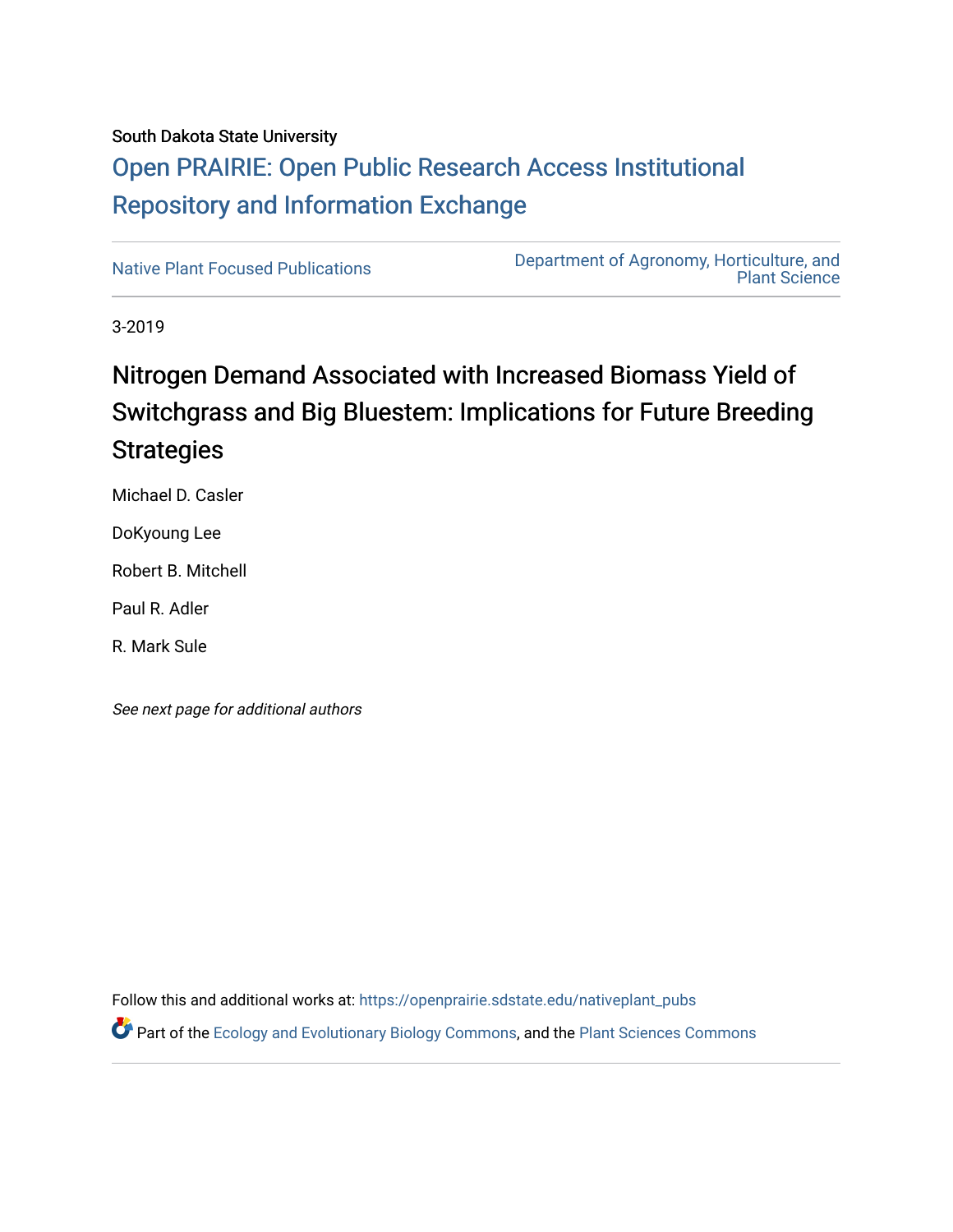South Dakota State University

# Open PRAIRIE: Open Public Research Access Institutional Repository and Information Exchange

Native Plant Focused Publications

Department of Agronomy, Horticulture, and Plant Science

3-2019

## Nitrogen Demand Associated with Increased Biomass Yield of Switchgrass and Big Bluestem: Implications for Future Breeding Strategies

Michael D. Casler

DoKyoung Lee

Robert B. Mitchell

Paul R. Adler

R. Mark Sule

*See next page for additional authors*

Follow this and additional works at: https://openprairie.sdstate.edu/nativeplant_pubs

Part of the Ecology and Evolutionary Biology Commons, and the Plant Sciences Commons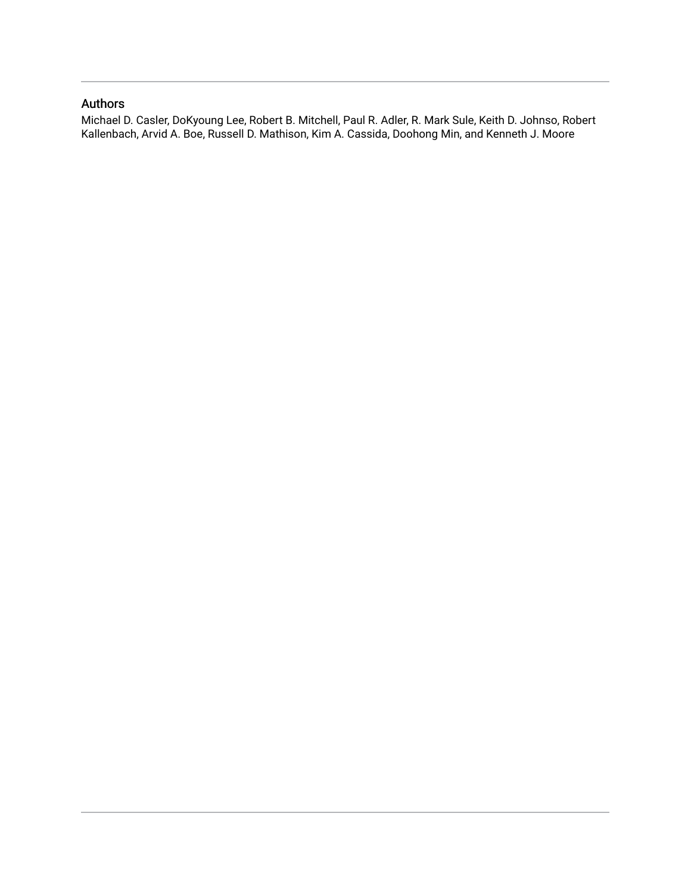## Authors

Michael D. Casler, DoKyoung Lee, Robert B. Mitchell, Paul R. Adler, R. Mark Sule, Keith D. Johnso, Robert Kallenbach, Arvid A. Boe, Russell D. Mathison, Kim A. Cassida, Doohong Min, and Kenneth J. Moore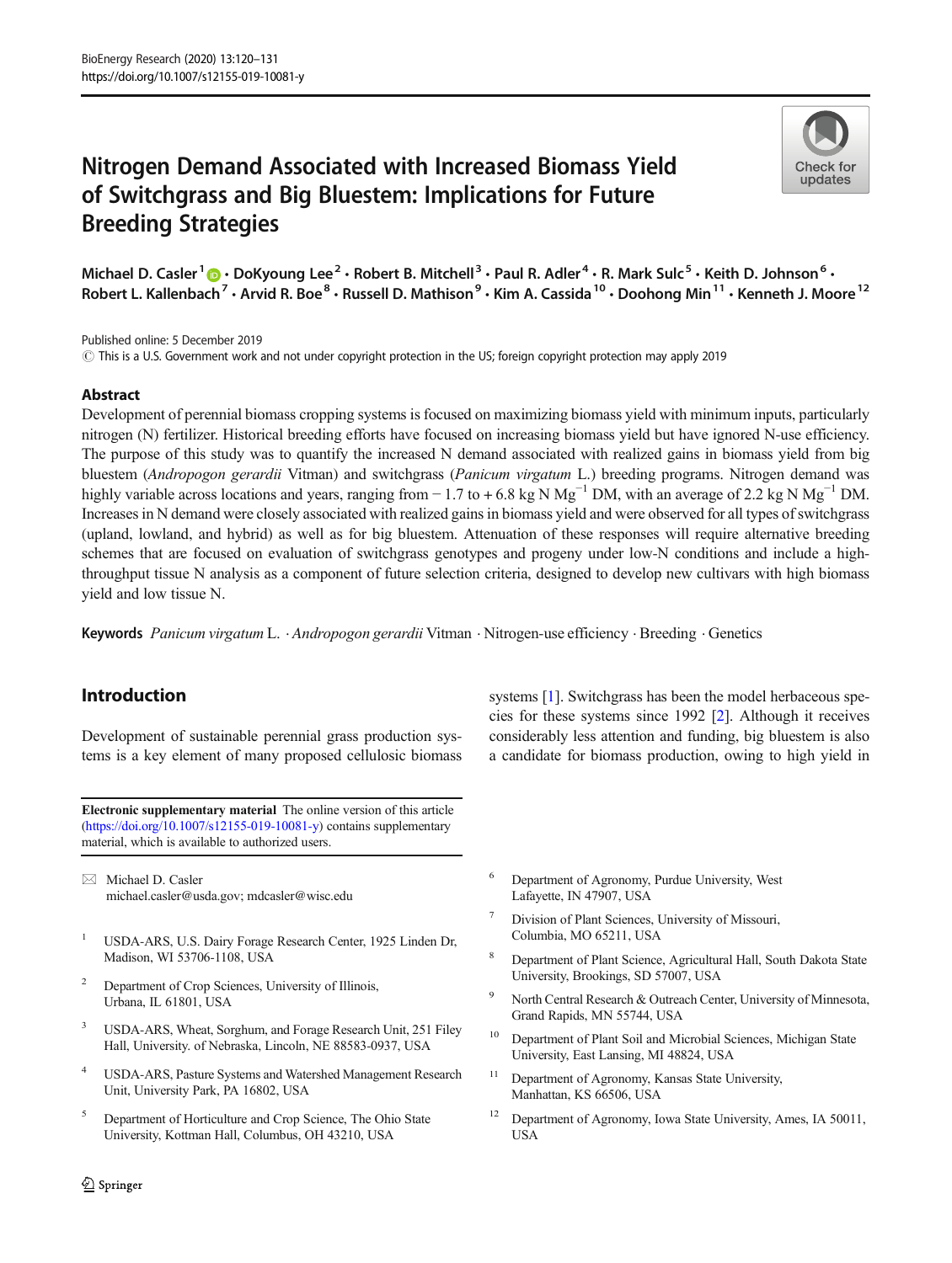# Nitrogen Demand Associated with Increased Biomass Yield of Switchgrass and Big Bluestem: Implications for Future Breeding Strategies

Michael D. Casler[1] · DoKyoung Lee[2] · Robert B. Mitchell[3] · Paul R. Adler[4] · R. Mark Sulc[5] · Keith D. Johnson[6] · Robert L. Kallenbach[7] · Arvid R. Boe[8] · Russell D. Mathison[9] · Kim A. Cassida[10] · Doohong Min[11] · Kenneth J. Moore[12]

Published online: 5 December 2019
© This is a U.S. Government work and not under copyright protection in the US; foreign copyright protection may apply 2019

## Abstract

Development of perennial biomass cropping systems is focused on maximizing biomass yield with minimum inputs, particularly nitrogen (N) fertilizer. Historical breeding efforts have focused on increasing biomass yield but have ignored N-use efficiency. The purpose of this study was to quantify the increased N demand associated with realized gains in biomass yield from big bluestem (*Andropogon gerardii* Vitman) and switchgrass (*Panicum virgatum* L.) breeding programs. Nitrogen demand was highly variable across locations and years, ranging from − 1.7 to + 6.8 kg N $Mg^{-1}$ DM, with an average of 2.2 kg N $Mg^{-1}$ DM. Increases in N demand were closely associated with realized gains in biomass yield and were observed for all types of switchgrass (upland, lowland, and hybrid) as well as for big bluestem. Attenuation of these responses will require alternative breeding schemes that are focused on evaluation of switchgrass genotypes and progeny under low-N conditions and include a high-throughput tissue N analysis as a component of future selection criteria, designed to develop new cultivars with high biomass yield and low tissue N.

**Keywords** *Panicum virgatum* L. · *Andropogon gerardii* Vitman · Nitrogen-use efficiency · Breeding · Genetics

## Introduction

Development of sustainable perennial grass production systems is a key element of many proposed cellulosic biomass systems [1]. Switchgrass has been the model herbaceous species for these systems since 1992 [2]. Although it receives considerably less attention and funding, big bluestem is also a candidate for biomass production, owing to high yield in

**Electronic supplementary material** The online version of this article (https://doi.org/10.1007/s12155-019-10081-y) contains supplementary material, which is available to authorized users.

✉ Michael D. Casler
michael.casler@usda.gov; mdcasler@wisc.edu

1 USDA-ARS, U.S. Dairy Forage Research Center, 1925 Linden Dr, Madison, WI 53706-1108, USA

2 Department of Crop Sciences, University of Illinois, Urbana, IL 61801, USA

3 USDA-ARS, Wheat, Sorghum, and Forage Research Unit, 251 Filey Hall, University. of Nebraska, Lincoln, NE 88583-0937, USA

4 USDA-ARS, Pasture Systems and Watershed Management Research Unit, University Park, PA 16802, USA

5 Department of Horticulture and Crop Science, The Ohio State University, Kottman Hall, Columbus, OH 43210, USA

6 Department of Agronomy, Purdue University, West Lafayette, IN 47907, USA

7 Division of Plant Sciences, University of Missouri, Columbia, MO 65211, USA

8 Department of Plant Science, Agricultural Hall, South Dakota State University, Brookings, SD 57007, USA

9 North Central Research & Outreach Center, University of Minnesota, Grand Rapids, MN 55744, USA

10 Department of Plant Soil and Microbial Sciences, Michigan State University, East Lansing, MI 48824, USA

11 Department of Agronomy, Kansas State University, Manhattan, KS 66506, USA

12 Department of Agronomy, Iowa State University, Ames, IA 50011, USA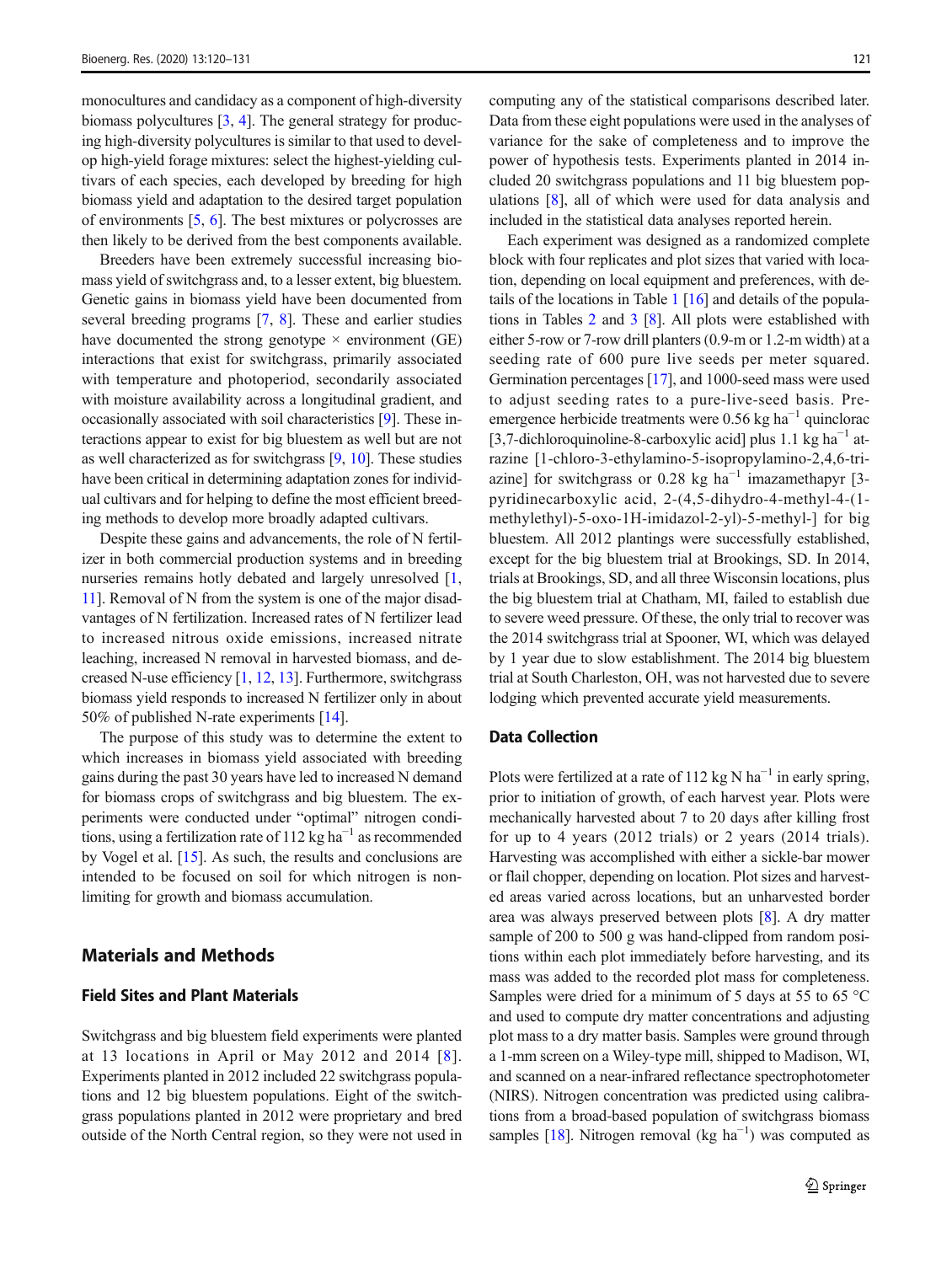monocultures and candidacy as a component of high-diversity biomass polycultures [3, 4]. The general strategy for producing high-diversity polycultures is similar to that used to develop high-yield forage mixtures: select the highest-yielding cultivars of each species, each developed by breeding for high biomass yield and adaptation to the desired target population of environments [5, 6]. The best mixtures or polycrosses are then likely to be derived from the best components available.

Breeders have been extremely successful increasing biomass yield of switchgrass and, to a lesser extent, big bluestem. Genetic gains in biomass yield have been documented from several breeding programs [7, 8]. These and earlier studies have documented the strong genotype × environment (GE) interactions that exist for switchgrass, primarily associated with temperature and photoperiod, secondarily associated with moisture availability across a longitudinal gradient, and occasionally associated with soil characteristics [9]. These interactions appear to exist for big bluestem as well but are not as well characterized as for switchgrass [9, 10]. These studies have been critical in determining adaptation zones for individual cultivars and for helping to define the most efficient breeding methods to develop more broadly adapted cultivars.

Despite these gains and advancements, the role of N fertilizer in both commercial production systems and in breeding nurseries remains hotly debated and largely unresolved [1, 11]. Removal of N from the system is one of the major disadvantages of N fertilization. Increased rates of N fertilizer lead to increased nitrous oxide emissions, increased nitrate leaching, increased N removal in harvested biomass, and decreased N-use efficiency [1, 12, 13]. Furthermore, switchgrass biomass yield responds to increased N fertilizer only in about 50% of published N-rate experiments [14].

The purpose of this study was to determine the extent to which increases in biomass yield associated with breeding gains during the past 30 years have led to increased N demand for biomass crops of switchgrass and big bluestem. The experiments were conducted under "optimal" nitrogen conditions, using a fertilization rate of 112 kg ha$^{-1}$ as recommended by Vogel et al. [15]. As such, the results and conclusions are intended to be focused on soil for which nitrogen is non-limiting for growth and biomass accumulation.

## Materials and Methods

### Field Sites and Plant Materials

Switchgrass and big bluestem field experiments were planted at 13 locations in April or May 2012 and 2014 [8]. Experiments planted in 2012 included 22 switchgrass populations and 12 big bluestem populations. Eight of the switchgrass populations planted in 2012 were proprietary and bred outside of the North Central region, so they were not used in computing any of the statistical comparisons described later. Data from these eight populations were used in the analyses of variance for the sake of completeness and to improve the power of hypothesis tests. Experiments planted in 2014 included 20 switchgrass populations and 11 big bluestem populations [8], all of which were used for data analysis and included in the statistical data analyses reported herein.

Each experiment was designed as a randomized complete block with four replicates and plot sizes that varied with location, depending on local equipment and preferences, with details of the locations in Table 1 [16] and details of the populations in Tables 2 and 3 [8]. All plots were established with either 5-row or 7-row drill planters (0.9-m or 1.2-m width) at a seeding rate of 600 pure live seeds per meter squared. Germination percentages [17], and 1000-seed mass were used to adjust seeding rates to a pure-live-seed basis. Pre-emergence herbicide treatments were 0.56 kg ha$^{-1}$ quinclorac [3,7-dichloroquinoline-8-carboxylic acid] plus 1.1 kg ha$^{-1}$ atrazine [1-chloro-3-ethylamino-5-isopropylamino-2,4,6-triazine] for switchgrass or 0.28 kg ha$^{-1}$ imazamethapyr [3-pyridinecarboxylic acid, 2-(4,5-dihydro-4-methyl-4-(1-methylethyl)-5-oxo-1H-imidazol-2-yl)-5-methyl-] for big bluestem. All 2012 plantings were successfully established, except for the big bluestem trial at Brookings, SD. In 2014, trials at Brookings, SD, and all three Wisconsin locations, plus the big bluestem trial at Chatham, MI, failed to establish due to severe weed pressure. Of these, the only trial to recover was the 2014 switchgrass trial at Spooner, WI, which was delayed by 1 year due to slow establishment. The 2014 big bluestem trial at South Charleston, OH, was not harvested due to severe lodging which prevented accurate yield measurements.

### Data Collection

Plots were fertilized at a rate of 112 kg N ha$^{-1}$ in early spring, prior to initiation of growth, of each harvest year. Plots were mechanically harvested about 7 to 20 days after killing frost for up to 4 years (2012 trials) or 2 years (2014 trials). Harvesting was accomplished with either a sickle-bar mower or flail chopper, depending on location. Plot sizes and harvested areas varied across locations, but an unharvested border area was always preserved between plots [8]. A dry matter sample of 200 to 500 g was hand-clipped from random positions within each plot immediately before harvesting, and its mass was added to the recorded plot mass for completeness. Samples were dried for a minimum of 5 days at 55 to 65 °C and used to compute dry matter concentrations and adjusting plot mass to a dry matter basis. Samples were ground through a 1-mm screen on a Wiley-type mill, shipped to Madison, WI, and scanned on a near-infrared reflectance spectrophotometer (NIRS). Nitrogen concentration was predicted using calibrations from a broad-based population of switchgrass biomass samples [18]. Nitrogen removal (kg ha$^{-1}$) was computed as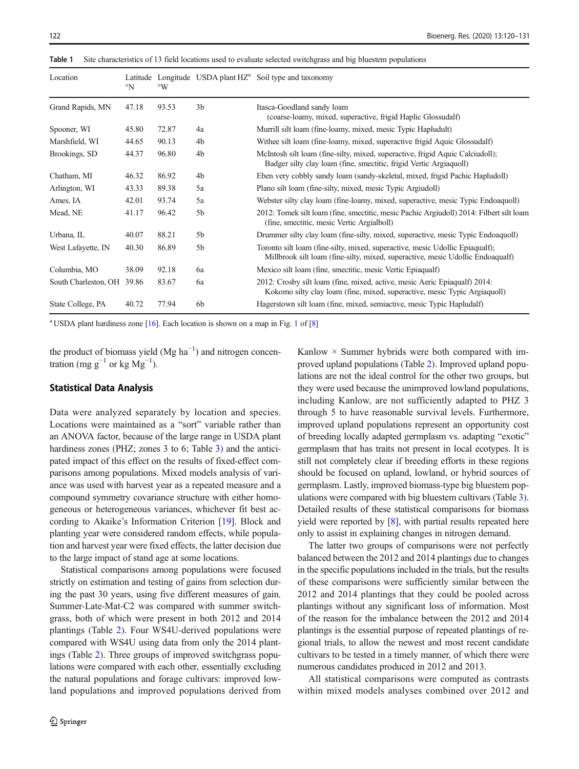Table 1 Site characteristics of 13 field locations used to evaluate selected switchgrass and big bluestem populations

| Location | Latitude °N | Longitude °W | USDA plant HZ[a] | Soil type and taxonomy |
|---|---|---|---|---|
| Grand Rapids, MN | 47.18 | 93.53 | 3b | Itasca-Goodland sandy loam (coarse-loamy, mixed, superactive, frigid Haplic Glossudalf) |
| Spooner, WI | 45.80 | 72.87 | 4a | Murrill silt loam (fine-loamy, mixed, mesic Typic Hapludult) |
| Marshfield, WI | 44.65 | 90.13 | 4b | Withee silt loam (fine-loamy, mixed, superactive frigid Aquic Glossudalf) |
| Brookings, SD | 44.37 | 96.80 | 4b | McIntosh silt loam (fine-silty, mixed, superactive, frigid Aquic Calciudoll); Badger silty clay loam (fine, smectitic, frigid Vertic Argiaquoll) |
| Chatham, MI | 46.32 | 86.92 | 4b | Eben very cobbly sandy loam (sandy-skeletal, mixed, frigid Pachic Hapludoll) |
| Arlington, WI | 43.33 | 89.38 | 5a | Plano silt loam (fine-silty, mixed, mesic Typic Argiudoll) |
| Ames, IA | 42.01 | 93.74 | 5a | Webster silty clay loam (fine-loamy, mixed, superactive, mesic Typic Endoaquoll) |
| Mead, NE | 41.17 | 96.42 | 5b | 2012: Tomek silt loam (fine, smectitic, mesic Pachic Argiudoll) 2014: Filbert silt loam (fine, smectitic, mesic Vertic Argialboll) |
| Urbana, IL | 40.07 | 88.21 | 5b | Drummer silty clay loam (fine-silty, mixed, superactive, mesic Typic Endoaquoll) |
| West Lafayette, IN | 40.30 | 86.89 | 5b | Toronto silt loam (fine-silty, mixed, superactive, mesic Udollic Epiaqualf); Millbrook silt loam (fine-silty, mixed, superactive, mesic Udollic Endoaqualf) |
| Columbia, MO | 38.09 | 92.18 | 6a | Mexico silt loam (fine, smectitic, mesic Vertic Epiaqualf) |
| South Charleston, OH | 39.86 | 83.67 | 6a | 2012: Crosby silt loam (fine, mixed, active, mesic Aeric Epiaqualf) 2014: Kokomo silty clay loam (fine, mixed, superactive, mesic Typic Argiaquoll) |
| State College, PA | 40.72 | 77.94 | 6b | Hagerstown silt loam (fine, mixed, semiactive, mesic Typic Hapludalf) |

[a] USDA plant hardiness zone [16]. Each location is shown on a map in Fig. 1 of [8]

the product of biomass yield (Mg ha$^{-1}$) and nitrogen concentration (mg g$^{-1}$ or kg Mg$^{-1}$).

## Statistical Data Analysis

Data were analyzed separately by location and species. Locations were maintained as a "sort" variable rather than an ANOVA factor, because of the large range in USDA plant hardiness zones (PHZ; zones 3 to 6; Table 3) and the anticipated impact of this effect on the results of fixed-effect comparisons among populations. Mixed models analysis of variance was used with harvest year as a repeated measure and a compound symmetry covariance structure with either homogeneous or heterogeneous variances, whichever fit best according to Akaike's Information Criterion [19]. Block and planting year were considered random effects, while population and harvest year were fixed effects, the latter decision due to the large impact of stand age at some locations.

Statistical comparisons among populations were focused strictly on estimation and testing of gains from selection during the past 30 years, using five different measures of gain. Summer-Late-Mat-C2 was compared with summer switchgrass, both of which were present in both 2012 and 2014 plantings (Table 2). Four WS4U-derived populations were compared with WS4U using data from only the 2014 plantings (Table 2). Three groups of improved switchgrass populations were compared with each other, essentially excluding the natural populations and forage cultivars: improved lowland populations and improved populations derived from Kanlow × Summer hybrids were both compared with improved upland populations (Table 2). Improved upland populations are not the ideal control for the other two groups, but they were used because the unimproved lowland populations, including Kanlow, are not sufficiently adapted to PHZ 3 through 5 to have reasonable survival levels. Furthermore, improved upland populations represent an opportunity cost of breeding locally adapted germplasm vs. adapting "exotic" germplasm that has traits not present in local ecotypes. It is still not completely clear if breeding efforts in these regions should be focused on upland, lowland, or hybrid sources of germplasm. Lastly, improved biomass-type big bluestem populations were compared with big bluestem cultivars (Table 3). Detailed results of these statistical comparisons for biomass yield were reported by [8], with partial results repeated here only to assist in explaining changes in nitrogen demand.

The latter two groups of comparisons were not perfectly balanced between the 2012 and 2014 plantings due to changes in the specific populations included in the trials, but the results of these comparisons were sufficiently similar between the 2012 and 2014 plantings that they could be pooled across plantings without any significant loss of information. Most of the reason for the imbalance between the 2012 and 2014 plantings is the essential purpose of repeated plantings of regional trials, to allow the newest and most recent candidate cultivars to be tested in a timely manner, of which there were numerous candidates produced in 2012 and 2013.

All statistical comparisons were computed as contrasts within mixed models analyses combined over 2012 and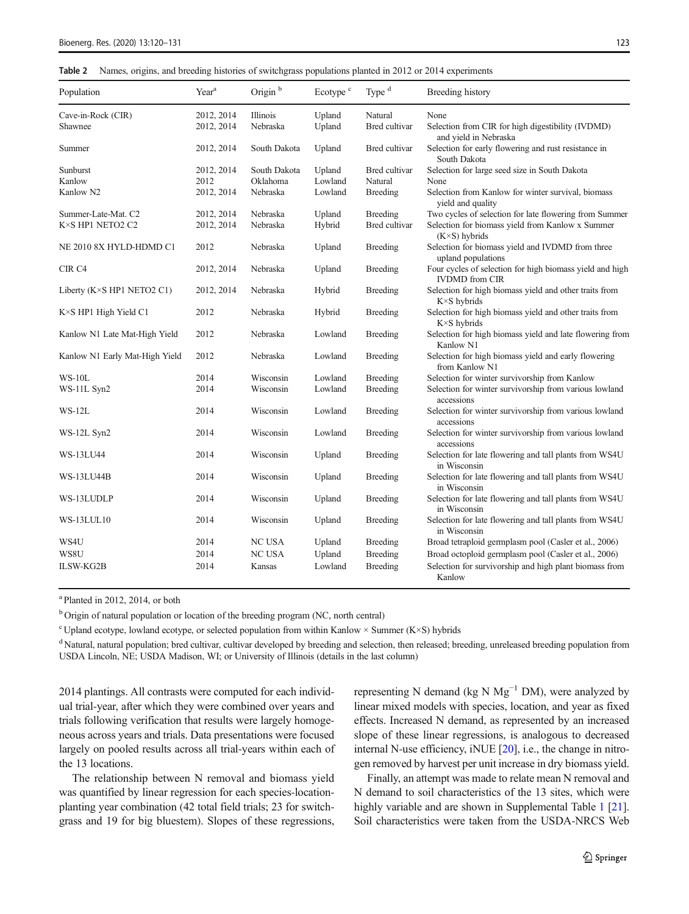**Table 2** Names, origins, and breeding histories of switchgrass populations planted in 2012 or 2014 experiments

| Population | Year[a] | Origin [b] | Ecotype [c] | Type [d] | Breeding history |
|---|---|---|---|---|---|
| Cave-in-Rock (CIR) | 2012, 2014 | Illinois | Upland | Natural | None |
| Shawnee | 2012, 2014 | Nebraska | Upland | Bred cultivar | Selection from CIR for high digestibility (IVDMD) and yield in Nebraska |
| Summer | 2012, 2014 | South Dakota | Upland | Bred cultivar | Selection for early flowering and rust resistance in South Dakota |
| Sunburst | 2012, 2014 | South Dakota | Upland | Bred cultivar | Selection for large seed size in South Dakota |
| Kanlow | 2012 | Oklahoma | Lowland | Natural | None |
| Kanlow N2 | 2012, 2014 | Nebraska | Lowland | Breeding | Selection from Kanlow for winter survival, biomass yield and quality |
| Summer-Late-Mat. C2 | 2012, 2014 | Nebraska | Upland | Breeding | Two cycles of selection for late flowering from Summer |
| K×S HP1 NETO2 C2 | 2012, 2014 | Nebraska | Hybrid | Bred cultivar | Selection for biomass yield from Kanlow x Summer (K×S) hybrids |
| NE 2010 8X HYLD-HDMD C1 | 2012 | Nebraska | Upland | Breeding | Selection for biomass yield and IVDMD from three upland populations |
| CIR C4 | 2012, 2014 | Nebraska | Upland | Breeding | Four cycles of selection for high biomass yield and high IVDMD from CIR |
| Liberty (K×S HP1 NETO2 C1) | 2012, 2014 | Nebraska | Hybrid | Breeding | Selection for high biomass yield and other traits from K×S hybrids |
| K×S HP1 High Yield C1 | 2012 | Nebraska | Hybrid | Breeding | Selection for high biomass yield and other traits from K×S hybrids |
| Kanlow N1 Late Mat-High Yield | 2012 | Nebraska | Lowland | Breeding | Selection for high biomass yield and late flowering from Kanlow N1 |
| Kanlow N1 Early Mat-High Yield | 2012 | Nebraska | Lowland | Breeding | Selection for high biomass yield and early flowering from Kanlow N1 |
| WS-10L | 2014 | Wisconsin | Lowland | Breeding | Selection for winter survivorship from Kanlow |
| WS-11L Syn2 | 2014 | Wisconsin | Lowland | Breeding | Selection for winter survivorship from various lowland accessions |
| WS-12L | 2014 | Wisconsin | Lowland | Breeding | Selection for winter survivorship from various lowland accessions |
| WS-12L Syn2 | 2014 | Wisconsin | Lowland | Breeding | Selection for winter survivorship from various lowland accessions |
| WS-13LU44 | 2014 | Wisconsin | Upland | Breeding | Selection for late flowering and tall plants from WS4U in Wisconsin |
| WS-13LU44B | 2014 | Wisconsin | Upland | Breeding | Selection for late flowering and tall plants from WS4U in Wisconsin |
| WS-13LUDLP | 2014 | Wisconsin | Upland | Breeding | Selection for late flowering and tall plants from WS4U in Wisconsin |
| WS-13LUL10 | 2014 | Wisconsin | Upland | Breeding | Selection for late flowering and tall plants from WS4U in Wisconsin |
| WS4U | 2014 | NC USA | Upland | Breeding | Broad tetraploid germplasm pool (Casler et al., 2006) |
| WS8U | 2014 | NC USA | Upland | Breeding | Broad octoploid germplasm pool (Casler et al., 2006) |
| ILSW-KG2B | 2014 | Kansas | Lowland | Breeding | Selection for survivorship and high plant biomass from Kanlow |

[a] Planted in 2012, 2014, or both

[b] Origin of natural population or location of the breeding program (NC, north central)

[c] Upland ecotype, lowland ecotype, or selected population from within Kanlow × Summer (K×S) hybrids

[d] Natural, natural population; bred cultivar, cultivar developed by breeding and selection, then released; breeding, unreleased breeding population from USDA Lincoln, NE; USDA Madison, WI; or University of Illinois (details in the last column)

2014 plantings. All contrasts were computed for each individual trial-year, after which they were combined over years and trials following verification that results were largely homogeneous across years and trials. Data presentations were focused largely on pooled results across all trial-years within each of the 13 locations.

The relationship between N removal and biomass yield was quantified by linear regression for each species-location-planting year combination (42 total field trials; 23 for switchgrass and 19 for big bluestem). Slopes of these regressions, representing N demand (kg N $Mg^{-1}$ DM), were analyzed by linear mixed models with species, location, and year as fixed effects. Increased N demand, as represented by an increased slope of these linear regressions, is analogous to decreased internal N-use efficiency, iNUE [20], i.e., the change in nitrogen removed by harvest per unit increase in dry biomass yield.

Finally, an attempt was made to relate mean N removal and N demand to soil characteristics of the 13 sites, which were highly variable and are shown in Supplemental Table 1 [21]. Soil characteristics were taken from the USDA-NRCS Web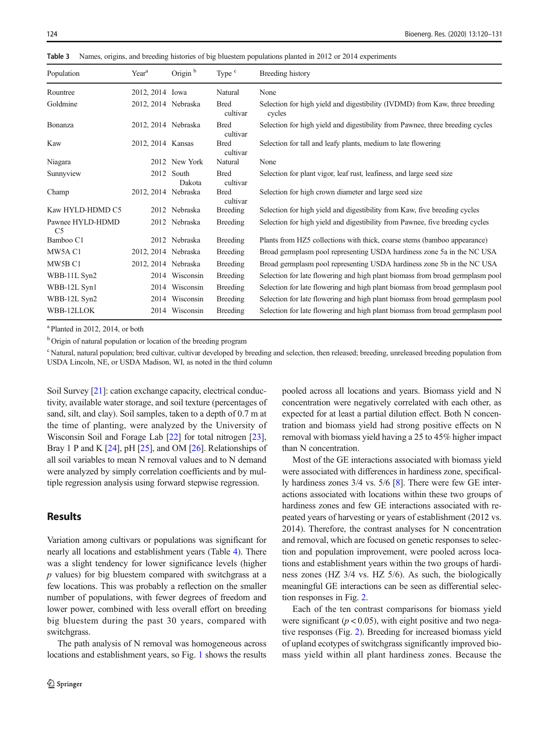Table 3 Names, origins, and breeding histories of big bluestem populations planted in 2012 or 2014 experiments

| Population | Year[a] | Origin [b] | Type [c] | Breeding history |
|---|---|---|---|---|
| Rountree | 2012, 2014 | Iowa | Natural | None |
| Goldmine | 2012, 2014 | Nebraska | Bred cultivar | Selection for high yield and digestibility (IVDMD) from Kaw, three breeding cycles |
| Bonanza | 2012, 2014 | Nebraska | Bred cultivar | Selection for high yield and digestibility from Pawnee, three breeding cycles |
| Kaw | 2012, 2014 | Kansas | Bred cultivar | Selection for tall and leafy plants, medium to late flowering |
| Niagara | 2012 | New York | Natural | None |
| Sunnyview | 2012 | South Dakota | Bred cultivar | Selection for plant vigor, leaf rust, leafiness, and large seed size |
| Champ | 2012, 2014 | Nebraska | Bred cultivar | Selection for high crown diameter and large seed size |
| Kaw HYLD-HDMD C5 | 2012 | Nebraska | Breeding | Selection for high yield and digestibility from Kaw, five breeding cycles |
| Pawnee HYLD-HDMD C5 | 2012 | Nebraska | Breeding | Selection for high yield and digestibility from Pawnee, five breeding cycles |
| Bamboo C1 | 2012 | Nebraska | Breeding | Plants from HZ5 collections with thick, coarse stems (bamboo appearance) |
| MW5A C1 | 2012, 2014 | Nebraska | Breeding | Broad germplasm pool representing USDA hardiness zone 5a in the NC USA |
| MW5B C1 | 2012, 2014 | Nebraska | Breeding | Broad germplasm pool representing USDA hardiness zone 5b in the NC USA |
| WBB-11L Syn2 | 2014 | Wisconsin | Breeding | Selection for late flowering and high plant biomass from broad germplasm pool |
| WBB-12L Syn1 | 2014 | Wisconsin | Breeding | Selection for late flowering and high plant biomass from broad germplasm pool |
| WBB-12L Syn2 | 2014 | Wisconsin | Breeding | Selection for late flowering and high plant biomass from broad germplasm pool |
| WBB-12LLOK | 2014 | Wisconsin | Breeding | Selection for late flowering and high plant biomass from broad germplasm pool |

[a] Planted in 2012, 2014, or both

[b] Origin of natural population or location of the breeding program

[c] Natural, natural population; bred cultivar, cultivar developed by breeding and selection, then released; breeding, unreleased breeding population from USDA Lincoln, NE, or USDA Madison, WI, as noted in the third column

Soil Survey [21]: cation exchange capacity, electrical conductivity, available water storage, and soil texture (percentages of sand, silt, and clay). Soil samples, taken to a depth of 0.7 m at the time of planting, were analyzed by the University of Wisconsin Soil and Forage Lab [22] for total nitrogen [23], Bray 1 P and K [24], pH [25], and OM [26]. Relationships of all soil variables to mean N removal values and to N demand were analyzed by simply correlation coefficients and by multiple regression analysis using forward stepwise regression.

## Results

Variation among cultivars or populations was significant for nearly all locations and establishment years (Table 4). There was a slight tendency for lower significance levels (higher *p* values) for big bluestem compared with switchgrass at a few locations. This was probably a reflection on the smaller number of populations, with fewer degrees of freedom and lower power, combined with less overall effort on breeding big bluestem during the past 30 years, compared with switchgrass.

The path analysis of N removal was homogeneous across locations and establishment years, so Fig. 1 shows the results pooled across all locations and years. Biomass yield and N concentration were negatively correlated with each other, as expected for at least a partial dilution effect. Both N concentration and biomass yield had strong positive effects on N removal with biomass yield having a 25 to 45% higher impact than N concentration.

Most of the GE interactions associated with biomass yield were associated with differences in hardiness zone, specifically hardiness zones 3/4 vs. 5/6 [8]. There were few GE interactions associated with locations within these two groups of hardiness zones and few GE interactions associated with repeated years of harvesting or years of establishment (2012 vs. 2014). Therefore, the contrast analyses for N concentration and removal, which are focused on genetic responses to selection and population improvement, were pooled across locations and establishment years within the two groups of hardiness zones (HZ 3/4 vs. HZ 5/6). As such, the biologically meaningful GE interactions can be seen as differential selection responses in Fig. 2.

Each of the ten contrast comparisons for biomass yield were significant ($p < 0.05$), with eight positive and two negative responses (Fig. 2). Breeding for increased biomass yield of upland ecotypes of switchgrass significantly improved biomass yield within all plant hardiness zones. Because the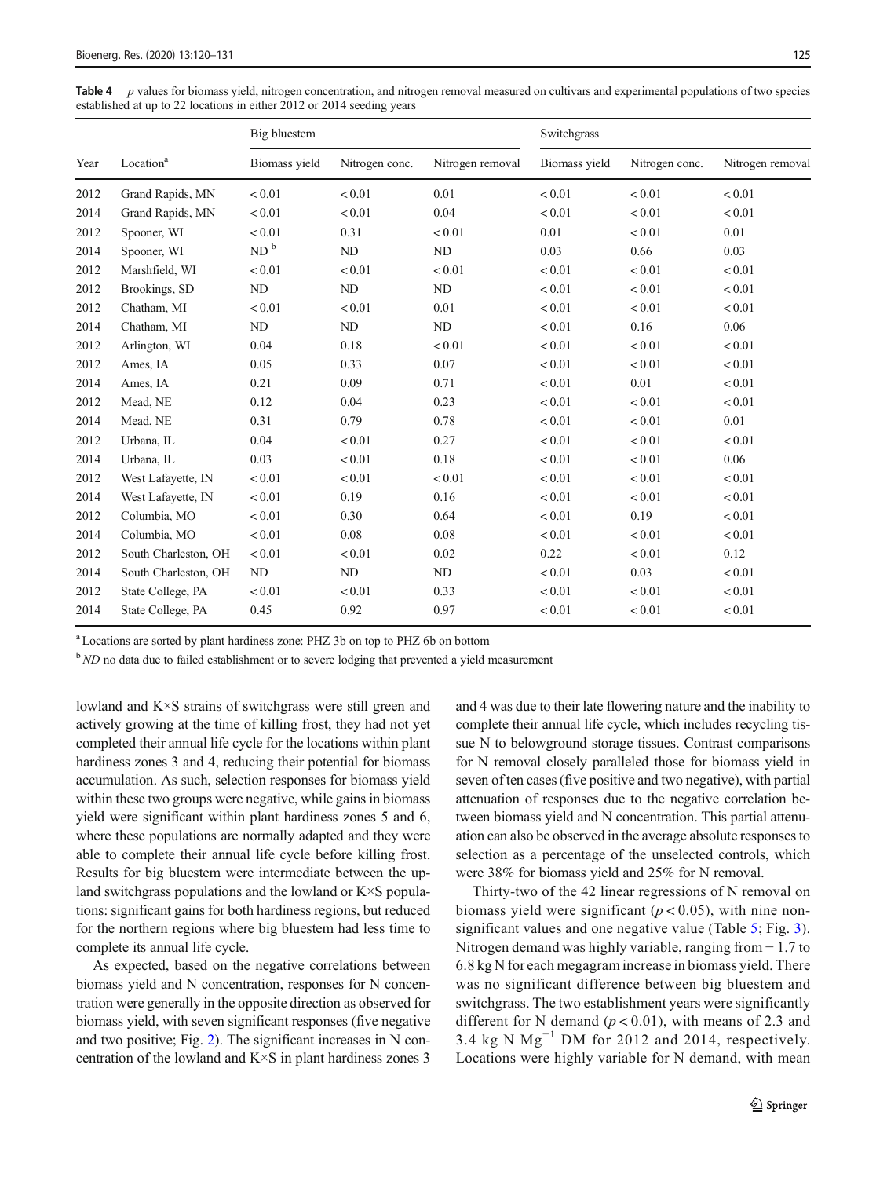**Table 4** *p* values for biomass yield, nitrogen concentration, and nitrogen removal measured on cultivars and experimental populations of two species established at up to 22 locations in either 2012 or 2014 seeding years

| Year | Location[a] | Big bluestem | | | Switchgrass | | |
|---|---|---|---|---|---|---|---|
| | | Biomass yield | Nitrogen conc. | Nitrogen removal | Biomass yield | Nitrogen conc. | Nitrogen removal |
| 2012 | Grand Rapids, MN | < 0.01 | < 0.01 | 0.01 | < 0.01 | < 0.01 | < 0.01 |
| 2014 | Grand Rapids, MN | < 0.01 | < 0.01 | 0.04 | < 0.01 | < 0.01 | < 0.01 |
| 2012 | Spooner, WI | < 0.01 | 0.31 | < 0.01 | 0.01 | < 0.01 | 0.01 |
| 2014 | Spooner, WI | ND[b] | ND | ND | 0.03 | 0.66 | 0.03 |
| 2012 | Marshfield, WI | < 0.01 | < 0.01 | < 0.01 | < 0.01 | < 0.01 | < 0.01 |
| 2012 | Brookings, SD | ND | ND | ND | < 0.01 | < 0.01 | < 0.01 |
| 2012 | Chatham, MI | < 0.01 | < 0.01 | 0.01 | < 0.01 | < 0.01 | < 0.01 |
| 2014 | Chatham, MI | ND | ND | ND | < 0.01 | 0.16 | 0.06 |
| 2012 | Arlington, WI | 0.04 | 0.18 | < 0.01 | < 0.01 | < 0.01 | < 0.01 |
| 2012 | Ames, IA | 0.05 | 0.33 | 0.07 | < 0.01 | < 0.01 | < 0.01 |
| 2014 | Ames, IA | 0.21 | 0.09 | 0.71 | < 0.01 | 0.01 | < 0.01 |
| 2012 | Mead, NE | 0.12 | 0.04 | 0.23 | < 0.01 | < 0.01 | < 0.01 |
| 2014 | Mead, NE | 0.31 | 0.79 | 0.78 | < 0.01 | < 0.01 | 0.01 |
| 2012 | Urbana, IL | 0.04 | < 0.01 | 0.27 | < 0.01 | < 0.01 | < 0.01 |
| 2014 | Urbana, IL | 0.03 | < 0.01 | 0.18 | < 0.01 | < 0.01 | 0.06 |
| 2012 | West Lafayette, IN | < 0.01 | < 0.01 | < 0.01 | < 0.01 | < 0.01 | < 0.01 |
| 2014 | West Lafayette, IN | < 0.01 | 0.19 | 0.16 | < 0.01 | < 0.01 | < 0.01 |
| 2012 | Columbia, MO | < 0.01 | 0.30 | 0.64 | < 0.01 | 0.19 | < 0.01 |
| 2014 | Columbia, MO | < 0.01 | 0.08 | 0.08 | < 0.01 | < 0.01 | < 0.01 |
| 2012 | South Charleston, OH | < 0.01 | < 0.01 | 0.02 | 0.22 | < 0.01 | 0.12 |
| 2014 | South Charleston, OH | ND | ND | ND | < 0.01 | 0.03 | < 0.01 |
| 2012 | State College, PA | < 0.01 | < 0.01 | 0.33 | < 0.01 | < 0.01 | < 0.01 |
| 2014 | State College, PA | 0.45 | 0.92 | 0.97 | < 0.01 | < 0.01 | < 0.01 |

[a] Locations are sorted by plant hardiness zone: PHZ 3b on top to PHZ 6b on bottom

[b] *ND* no data due to failed establishment or to severe lodging that prevented a yield measurement

lowland and K×S strains of switchgrass were still green and actively growing at the time of killing frost, they had not yet completed their annual life cycle for the locations within plant hardiness zones 3 and 4, reducing their potential for biomass accumulation. As such, selection responses for biomass yield within these two groups were negative, while gains in biomass yield were significant within plant hardiness zones 5 and 6, where these populations are normally adapted and they were able to complete their annual life cycle before killing frost. Results for big bluestem were intermediate between the upland switchgrass populations and the lowland or K×S populations: significant gains for both hardiness regions, but reduced for the northern regions where big bluestem had less time to complete its annual life cycle.

As expected, based on the negative correlations between biomass yield and N concentration, responses for N concentration were generally in the opposite direction as observed for biomass yield, with seven significant responses (five negative and two positive; Fig. 2). The significant increases in N concentration of the lowland and K×S in plant hardiness zones 3 and 4 was due to their late flowering nature and the inability to complete their annual life cycle, which includes recycling tissue N to belowground storage tissues. Contrast comparisons for N removal closely paralleled those for biomass yield in seven of ten cases (five positive and two negative), with partial attenuation of responses due to the negative correlation between biomass yield and N concentration. This partial attenuation can also be observed in the average absolute responses to selection as a percentage of the unselected controls, which were 38% for biomass yield and 25% for N removal.

Thirty-two of the 42 linear regressions of N removal on biomass yield were significant ($p < 0.05$), with nine nonsignificant values and one negative value (Table 5; Fig. 3). Nitrogen demand was highly variable, ranging from − 1.7 to 6.8 kg N for each megagram increase in biomass yield. There was no significant difference between big bluestem and switchgrass. The two establishment years were significantly different for N demand ($p < 0.01$), with means of 2.3 and 3.4 kg N $Mg^{-1}$ DM for 2012 and 2014, respectively. Locations were highly variable for N demand, with mean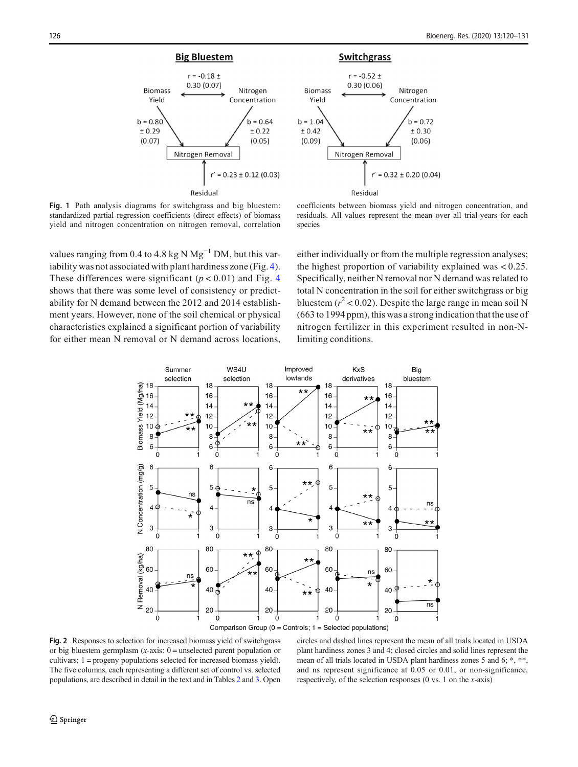**Big Bluestem**

r = -0.18 ± 0.30 (0.07)

Biomass Yield

Nitrogen Concentration

b = 0.80 ± 0.29 (0.07)

b = 0.64 ± 0.22 (0.05)

Nitrogen Removal

r′ = 0.23 ± 0.12 (0.03)

Residual

**Switchgrass**

r = -0.52 ± 0.30 (0.06)

Biomass Yield

Nitrogen Concentration

b = 1.04 ± 0.42 (0.09)

b = 0.72 ± 0.30 (0.06)

Nitrogen Removal

r′ = 0.32 ± 0.20 (0.04)

Residual

**Fig. 1** Path analysis diagrams for switchgrass and big bluestem: standardized partial regression coefficients (direct effects) of biomass yield and nitrogen concentration on nitrogen removal, correlation coefficients between biomass yield and nitrogen concentration, and residuals. All values represent the mean over all trial-years for each species

values ranging from 0.4 to 4.8 kg N $Mg^{-1}$ DM, but this variability was not associated with plant hardiness zone (Fig. 4). These differences were significant ($p < 0.01$) and Fig. 4 shows that there was some level of consistency or predictability for N demand between the 2012 and 2014 establishment years. However, none of the soil chemical or physical characteristics explained a significant portion of variability for either mean N removal or N demand across locations, either individually or from the multiple regression analyses; the highest proportion of variability explained was < 0.25. Specifically, neither N removal nor N demand was related to total N concentration in the soil for either switchgrass or big bluestem ($r^2 < 0.02$). Despite the large range in mean soil N (663 to 1994 ppm), this was a strong indication that the use of nitrogen fertilizer in this experiment resulted in non-N-limiting conditions.

Summer selection

WS4U selection

Improved lowlands

KxS derivatives

Big bluestem

Biomass Yield (Mg/ha)

N Concentration (mg/g)

N Removal (kg/ha)

Comparison Group (0 = Controls; 1 = Selected populations)

**Fig. 2** Responses to selection for increased biomass yield of switchgrass or big bluestem germplasm (x-axis: 0 = unselected parent population or cultivars; 1 = progeny populations selected for increased biomass yield). The five columns, each representing a different set of control vs. selected populations, are described in detail in the text and in Tables 2 and 3. Open circles and dashed lines represent the mean of all trials located in USDA plant hardiness zones 3 and 4; closed circles and solid lines represent the mean of all trials located in USDA plant hardiness zones 5 and 6; *, **, and ns represent significance at 0.05 or 0.01, or non-significance, respectively, of the selection responses (0 vs. 1 on the x-axis)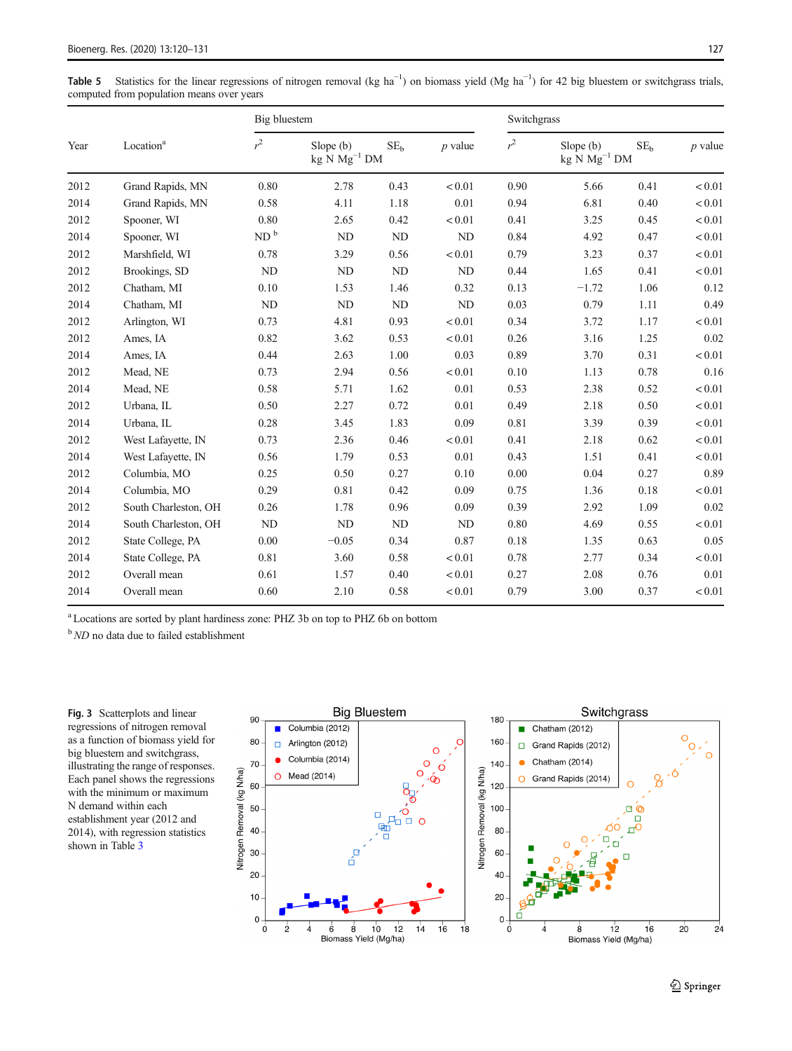**Table 5** Statistics for the linear regressions of nitrogen removal (kg ha$^{-1}$) on biomass yield (Mg ha$^{-1}$) for 42 big bluestem or switchgrass trials, computed from population means over years

| Year | Location[a] | Big bluestem | | | | Switchgrass | | | |
|---|---|---|---|---|---|---|---|---|---|
| | | $r^2$ | Slope (b) kg N Mg$^{-1}$ DM | $SE_b$ | *p* value | $r^2$ | Slope (b) kg N Mg$^{-1}$ DM | $SE_b$ | *p* value |
| 2012 | Grand Rapids, MN | 0.80 | 2.78 | 0.43 | < 0.01 | 0.90 | 5.66 | 0.41 | < 0.01 |
| 2014 | Grand Rapids, MN | 0.58 | 4.11 | 1.18 | 0.01 | 0.94 | 6.81 | 0.40 | < 0.01 |
| 2012 | Spooner, WI | 0.80 | 2.65 | 0.42 | < 0.01 | 0.41 | 3.25 | 0.45 | < 0.01 |
| 2014 | Spooner, WI | ND[b] | ND | ND | ND | 0.84 | 4.92 | 0.47 | < 0.01 |
| 2012 | Marshfield, WI | 0.78 | 3.29 | 0.56 | < 0.01 | 0.79 | 3.23 | 0.37 | < 0.01 |
| 2012 | Brookings, SD | ND | ND | ND | ND | 0.44 | 1.65 | 0.41 | < 0.01 |
| 2012 | Chatham, MI | 0.10 | 1.53 | 1.46 | 0.32 | 0.13 | −1.72 | 1.06 | 0.12 |
| 2014 | Chatham, MI | ND | ND | ND | ND | 0.03 | 0.79 | 1.11 | 0.49 |
| 2012 | Arlington, WI | 0.73 | 4.81 | 0.93 | < 0.01 | 0.34 | 3.72 | 1.17 | < 0.01 |
| 2012 | Ames, IA | 0.82 | 3.62 | 0.53 | < 0.01 | 0.26 | 3.16 | 1.25 | 0.02 |
| 2014 | Ames, IA | 0.44 | 2.63 | 1.00 | 0.03 | 0.89 | 3.70 | 0.31 | < 0.01 |
| 2012 | Mead, NE | 0.73 | 2.94 | 0.56 | < 0.01 | 0.10 | 1.13 | 0.78 | 0.16 |
| 2014 | Mead, NE | 0.58 | 5.71 | 1.62 | 0.01 | 0.53 | 2.38 | 0.52 | < 0.01 |
| 2012 | Urbana, IL | 0.50 | 2.27 | 0.72 | 0.01 | 0.49 | 2.18 | 0.50 | < 0.01 |
| 2014 | Urbana, IL | 0.28 | 3.45 | 1.83 | 0.09 | 0.81 | 3.39 | 0.39 | < 0.01 |
| 2012 | West Lafayette, IN | 0.73 | 2.36 | 0.46 | < 0.01 | 0.41 | 2.18 | 0.62 | < 0.01 |
| 2014 | West Lafayette, IN | 0.56 | 1.79 | 0.53 | 0.01 | 0.43 | 1.51 | 0.41 | < 0.01 |
| 2012 | Columbia, MO | 0.25 | 0.50 | 0.27 | 0.10 | 0.00 | 0.04 | 0.27 | 0.89 |
| 2014 | Columbia, MO | 0.29 | 0.81 | 0.42 | 0.09 | 0.75 | 1.36 | 0.18 | < 0.01 |
| 2012 | South Charleston, OH | 0.26 | 1.78 | 0.96 | 0.09 | 0.39 | 2.92 | 1.09 | 0.02 |
| 2014 | South Charleston, OH | ND | ND | ND | ND | 0.80 | 4.69 | 0.55 | < 0.01 |
| 2012 | State College, PA | 0.00 | −0.05 | 0.34 | 0.87 | 0.18 | 1.35 | 0.63 | 0.05 |
| 2014 | State College, PA | 0.81 | 3.60 | 0.58 | < 0.01 | 0.78 | 2.77 | 0.34 | < 0.01 |
| 2012 | Overall mean | 0.61 | 1.57 | 0.40 | < 0.01 | 0.27 | 2.08 | 0.76 | 0.01 |
| 2014 | Overall mean | 0.60 | 2.10 | 0.58 | < 0.01 | 0.79 | 3.00 | 0.37 | < 0.01 |

[a] Locations are sorted by plant hardiness zone: PHZ 3b on top to PHZ 6b on bottom

[b] *ND* no data due to failed establishment

Big Bluestem
Columbia (2012)
Arlington (2012)
Columbia (2014)
Mead (2014)
Nitrogen Removal (kg N/ha)
Biomass Yield (Mg/ha)

Switchgrass
Chatham (2012)
Grand Rapids (2012)
Chatham (2014)
Grand Rapids (2014)
Nitrogen Removal (kg N/ha)
Biomass Yield (Mg/ha)

**Fig. 3** Scatterplots and linear regressions of nitrogen removal as a function of biomass yield for big bluestem and switchgrass, illustrating the range of responses. Each panel shows the regressions with the minimum or maximum N demand within each establishment year (2012 and 2014), with regression statistics shown in Table 3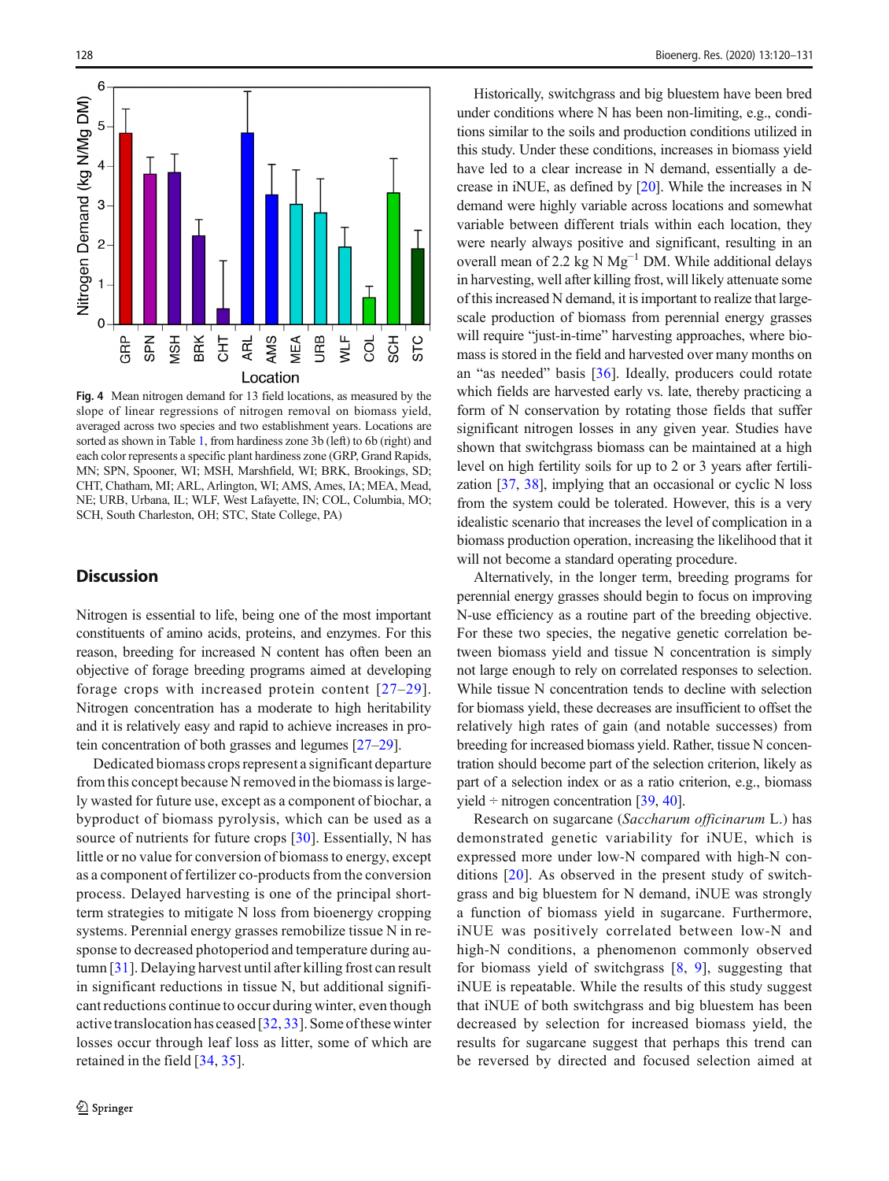Nitrogen Demand (kg N/Mg DM)

0
1
2
3
4
5
6

GRP SPN MSH BRK CHT ARL AMS MEA URB WLF COL SCH STC

Location

**Fig. 4** Mean nitrogen demand for 13 field locations, as measured by the slope of linear regressions of nitrogen removal on biomass yield, averaged across two species and two establishment years. Locations are sorted as shown in Table 1, from hardiness zone 3b (left) to 6b (right) and each color represents a specific plant hardiness zone (GRP, Grand Rapids, MN; SPN, Spooner, WI; MSH, Marshfield, WI; BRK, Brookings, SD; CHT, Chatham, MI; ARL, Arlington, WI; AMS, Ames, IA; MEA, Mead, NE; URB, Urbana, IL; WLF, West Lafayette, IN; COL, Columbia, MO; SCH, South Charleston, OH; STC, State College, PA)

## Discussion

Nitrogen is essential to life, being one of the most important constituents of amino acids, proteins, and enzymes. For this reason, breeding for increased N content has often been an objective of forage breeding programs aimed at developing forage crops with increased protein content [27–29]. Nitrogen concentration has a moderate to high heritability and it is relatively easy and rapid to achieve increases in protein concentration of both grasses and legumes [27–29].

Dedicated biomass crops represent a significant departure from this concept because N removed in the biomass is largely wasted for future use, except as a component of biochar, a byproduct of biomass pyrolysis, which can be used as a source of nutrients for future crops [30]. Essentially, N has little or no value for conversion of biomass to energy, except as a component of fertilizer co-products from the conversion process. Delayed harvesting is one of the principal short-term strategies to mitigate N loss from bioenergy cropping systems. Perennial energy grasses remobilize tissue N in response to decreased photoperiod and temperature during autumn [31]. Delaying harvest until after killing frost can result in significant reductions in tissue N, but additional significant reductions continue to occur during winter, even though active translocation has ceased [32, 33]. Some of these winter losses occur through leaf loss as litter, some of which are retained in the field [34, 35].

Historically, switchgrass and big bluestem have been bred under conditions where N has been non-limiting, e.g., conditions similar to the soils and production conditions utilized in this study. Under these conditions, increases in biomass yield have led to a clear increase in N demand, essentially a decrease in iNUE, as defined by [20]. While the increases in N demand were highly variable across locations and somewhat variable between different trials within each location, they were nearly always positive and significant, resulting in an overall mean of 2.2 kg N $Mg^{-1}$ DM. While additional delays in harvesting, well after killing frost, will likely attenuate some of this increased N demand, it is important to realize that large-scale production of biomass from perennial energy grasses will require "just-in-time" harvesting approaches, where biomass is stored in the field and harvested over many months on an "as needed" basis [36]. Ideally, producers could rotate which fields are harvested early vs. late, thereby practicing a form of N conservation by rotating those fields that suffer significant nitrogen losses in any given year. Studies have shown that switchgrass biomass can be maintained at a high level on high fertility soils for up to 2 or 3 years after fertilization [37, 38], implying that an occasional or cyclic N loss from the system could be tolerated. However, this is a very idealistic scenario that increases the level of complication in a biomass production operation, increasing the likelihood that it will not become a standard operating procedure.

Alternatively, in the longer term, breeding programs for perennial energy grasses should begin to focus on improving N-use efficiency as a routine part of the breeding objective. For these two species, the negative genetic correlation between biomass yield and tissue N concentration is simply not large enough to rely on correlated responses to selection. While tissue N concentration tends to decline with selection for biomass yield, these decreases are insufficient to offset the relatively high rates of gain (and notable successes) from breeding for increased biomass yield. Rather, tissue N concentration should become part of the selection criterion, likely as part of a selection index or as a ratio criterion, e.g., biomass yield ÷ nitrogen concentration [39, 40].

Research on sugarcane (*Saccharum officinarum* L.) has demonstrated genetic variability for iNUE, which is expressed more under low-N compared with high-N conditions [20]. As observed in the present study of switchgrass and big bluestem for N demand, iNUE was strongly a function of biomass yield in sugarcane. Furthermore, iNUE was positively correlated between low-N and high-N conditions, a phenomenon commonly observed for biomass yield of switchgrass [8, 9], suggesting that iNUE is repeatable. While the results of this study suggest that iNUE of both switchgrass and big bluestem has been decreased by selection for increased biomass yield, the results for sugarcane suggest that perhaps this trend can be reversed by directed and focused selection aimed at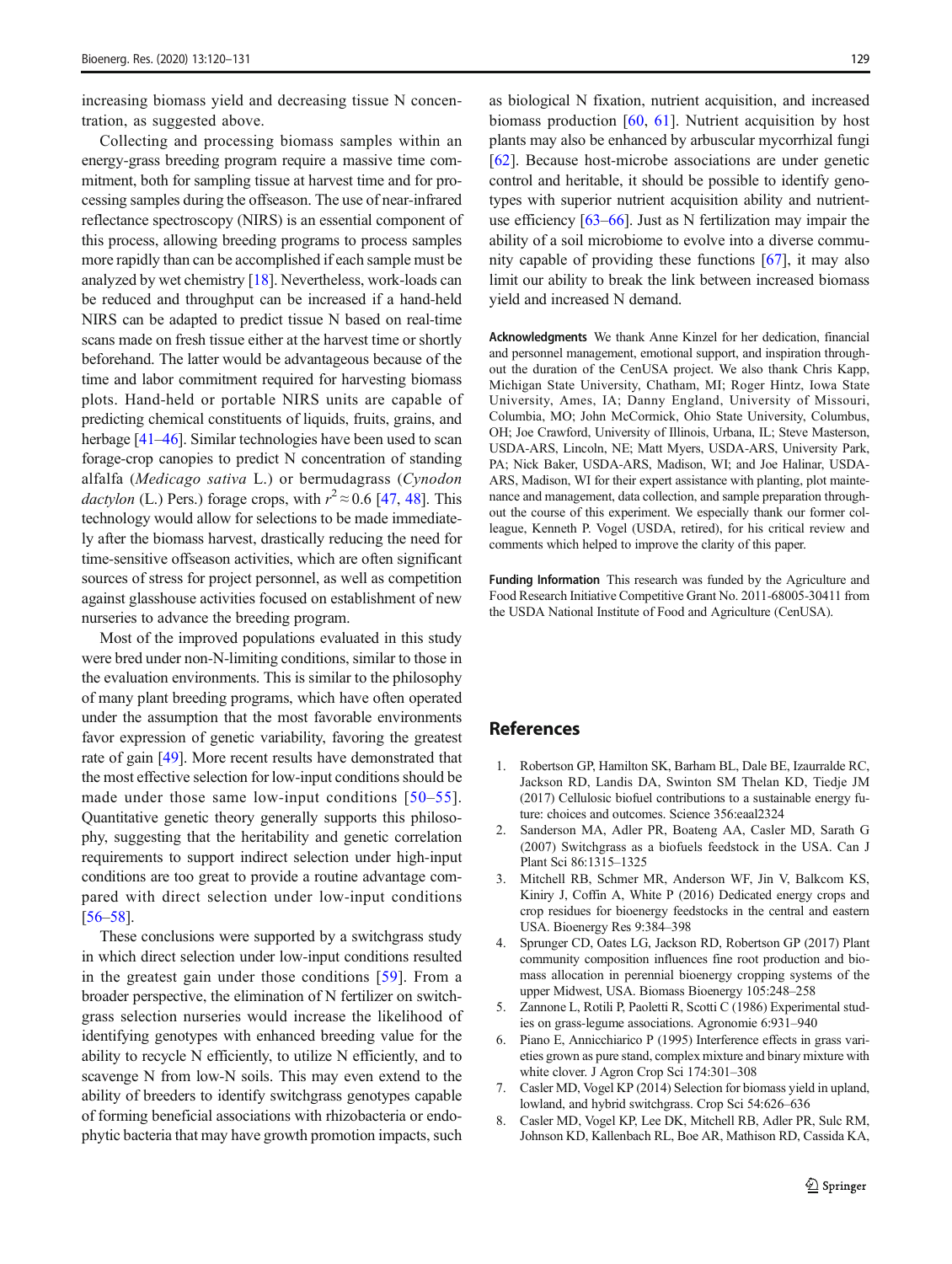increasing biomass yield and decreasing tissue N concentration, as suggested above.

Collecting and processing biomass samples within an energy-grass breeding program require a massive time commitment, both for sampling tissue at harvest time and for processing samples during the offseason. The use of near-infrared reflectance spectroscopy (NIRS) is an essential component of this process, allowing breeding programs to process samples more rapidly than can be accomplished if each sample must be analyzed by wet chemistry [18]. Nevertheless, work-loads can be reduced and throughput can be increased if a hand-held NIRS can be adapted to predict tissue N based on real-time scans made on fresh tissue either at the harvest time or shortly beforehand. The latter would be advantageous because of the time and labor commitment required for harvesting biomass plots. Hand-held or portable NIRS units are capable of predicting chemical constituents of liquids, fruits, grains, and herbage [41–46]. Similar technologies have been used to scan forage-crop canopies to predict N concentration of standing alfalfa (*Medicago sativa* L.) or bermudagrass (*Cynodon dactylon* (L.) Pers.) forage crops, with $r^2 \approx 0.6$ [47, 48]. This technology would allow for selections to be made immediately after the biomass harvest, drastically reducing the need for time-sensitive offseason activities, which are often significant sources of stress for project personnel, as well as competition against glasshouse activities focused on establishment of new nurseries to advance the breeding program.

Most of the improved populations evaluated in this study were bred under non-N-limiting conditions, similar to those in the evaluation environments. This is similar to the philosophy of many plant breeding programs, which have often operated under the assumption that the most favorable environments favor expression of genetic variability, favoring the greatest rate of gain [49]. More recent results have demonstrated that the most effective selection for low-input conditions should be made under those same low-input conditions [50–55]. Quantitative genetic theory generally supports this philosophy, suggesting that the heritability and genetic correlation requirements to support indirect selection under high-input conditions are too great to provide a routine advantage compared with direct selection under low-input conditions [56–58].

These conclusions were supported by a switchgrass study in which direct selection under low-input conditions resulted in the greatest gain under those conditions [59]. From a broader perspective, the elimination of N fertilizer on switchgrass selection nurseries would increase the likelihood of identifying genotypes with enhanced breeding value for the ability to recycle N efficiently, to utilize N efficiently, and to scavenge N from low-N soils. This may even extend to the ability of breeders to identify switchgrass genotypes capable of forming beneficial associations with rhizobacteria or endophytic bacteria that may have growth promotion impacts, such as biological N fixation, nutrient acquisition, and increased biomass production [60, 61]. Nutrient acquisition by host plants may also be enhanced by arbuscular mycorrhizal fungi [62]. Because host-microbe associations are under genetic control and heritable, it should be possible to identify genotypes with superior nutrient acquisition ability and nutrient-use efficiency [63–66]. Just as N fertilization may impair the ability of a soil microbiome to evolve into a diverse community capable of providing these functions [67], it may also limit our ability to break the link between increased biomass yield and increased N demand.

**Acknowledgments** We thank Anne Kinzel for her dedication, financial and personnel management, emotional support, and inspiration throughout the duration of the CenUSA project. We also thank Chris Kapp, Michigan State University, Chatham, MI; Roger Hintz, Iowa State University, Ames, IA; Danny England, University of Missouri, Columbia, MO; John McCormick, Ohio State University, Columbus, OH; Joe Crawford, University of Illinois, Urbana, IL; Steve Masterson, USDA-ARS, Lincoln, NE; Matt Myers, USDA-ARS, University Park, PA; Nick Baker, USDA-ARS, Madison, WI; and Joe Halinar, USDA-ARS, Madison, WI for their expert assistance with planting, plot maintenance and management, data collection, and sample preparation throughout the course of this experiment. We especially thank our former colleague, Kenneth P. Vogel (USDA, retired), for his critical review and comments which helped to improve the clarity of this paper.

**Funding Information** This research was funded by the Agriculture and Food Research Initiative Competitive Grant No. 2011-68005-30411 from the USDA National Institute of Food and Agriculture (CenUSA).

## References

1. Robertson GP, Hamilton SK, Barham BL, Dale BE, Izaurralde RC, Jackson RD, Landis DA, Swinton SM Thelan KD, Tiedje JM (2017) Cellulosic biofuel contributions to a sustainable energy future: choices and outcomes. Science 356:eaal2324
2. Sanderson MA, Adler PR, Boateng AA, Casler MD, Sarath G (2007) Switchgrass as a biofuels feedstock in the USA. Can J Plant Sci 86:1315–1325
3. Mitchell RB, Schmer MR, Anderson WF, Jin V, Balkcom KS, Kiniry J, Coffin A, White P (2016) Dedicated energy crops and crop residues for bioenergy feedstocks in the central and eastern USA. Bioenergy Res 9:384–398
4. Sprunger CD, Oates LG, Jackson RD, Robertson GP (2017) Plant community composition influences fine root production and biomass allocation in perennial bioenergy cropping systems of the upper Midwest, USA. Biomass Bioenergy 105:248–258
5. Zannone L, Rotili P, Paoletti R, Scotti C (1986) Experimental studies on grass-legume associations. Agronomie 6:931–940
6. Piano E, Annicchiarico P (1995) Interference effects in grass varieties grown as pure stand, complex mixture and binary mixture with white clover. J Agron Crop Sci 174:301–308
7. Casler MD, Vogel KP (2014) Selection for biomass yield in upland, lowland, and hybrid switchgrass. Crop Sci 54:626–636
8. Casler MD, Vogel KP, Lee DK, Mitchell RB, Adler PR, Sulc RM, Johnson KD, Kallenbach RL, Boe AR, Mathison RD, Cassida KA,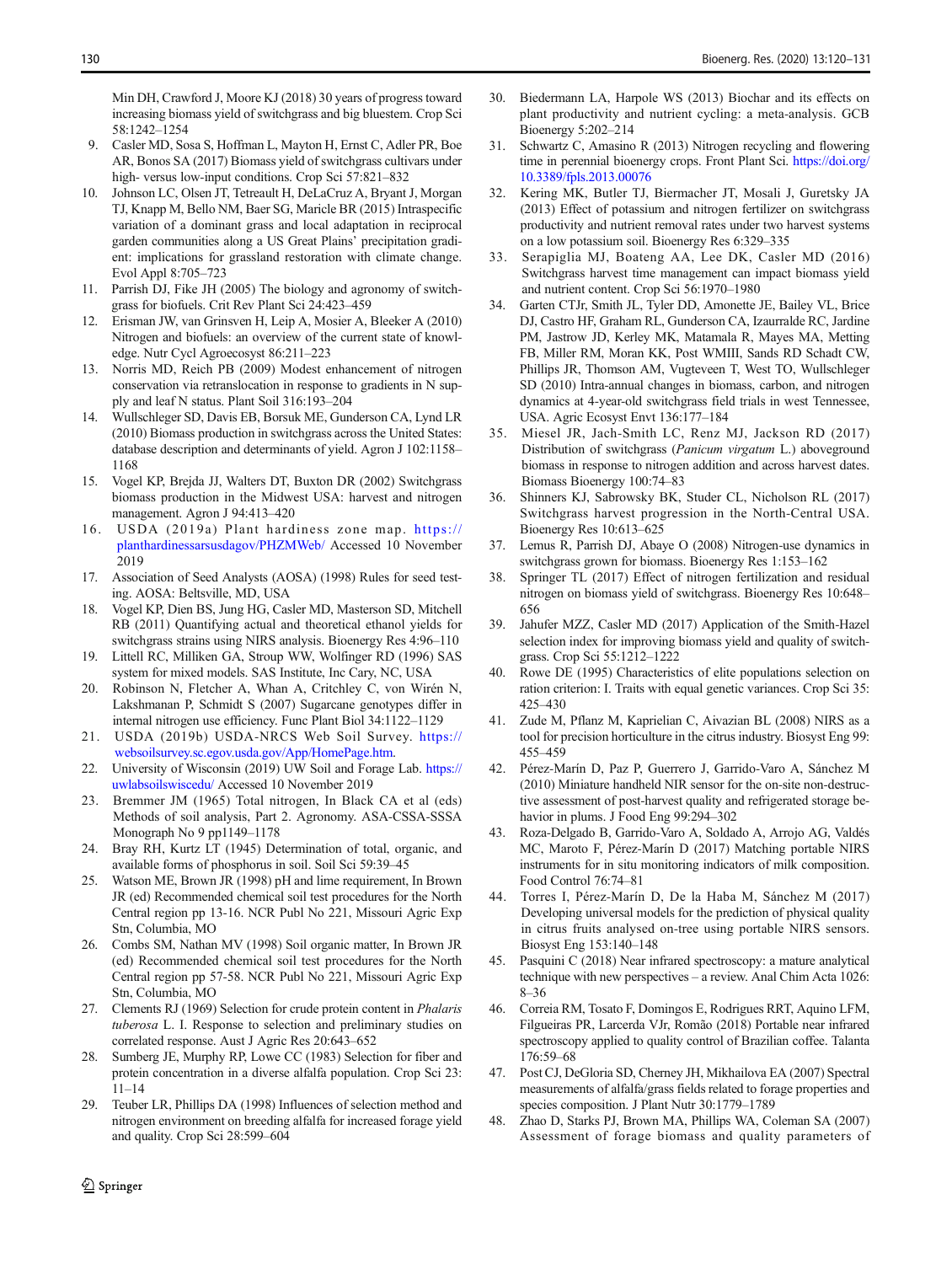Min DH, Crawford J, Moore KJ (2018) 30 years of progress toward increasing biomass yield of switchgrass and big bluestem. Crop Sci 58:1242–1254

9. Casler MD, Sosa S, Hoffman L, Mayton H, Ernst C, Adler PR, Boe AR, Bonos SA (2017) Biomass yield of switchgrass cultivars under high- versus low-input conditions. Crop Sci 57:821–832
10. Johnson LC, Olsen JT, Tetreault H, DeLaCruz A, Bryant J, Morgan TJ, Knapp M, Bello NM, Baer SG, Maricle BR (2015) Intraspecific variation of a dominant grass and local adaptation in reciprocal garden communities along a US Great Plains' precipitation gradient: implications for grassland restoration with climate change. Evol Appl 8:705–723
11. Parrish DJ, Fike JH (2005) The biology and agronomy of switchgrass for biofuels. Crit Rev Plant Sci 24:423–459
12. Erisman JW, van Grinsven H, Leip A, Mosier A, Bleeker A (2010) Nitrogen and biofuels: an overview of the current state of knowledge. Nutr Cycl Agroecosyst 86:211–223
13. Norris MD, Reich PB (2009) Modest enhancement of nitrogen conservation via retranslocation in response to gradients in N supply and leaf N status. Plant Soil 316:193–204
14. Wullschleger SD, Davis EB, Borsuk ME, Gunderson CA, Lynd LR (2010) Biomass production in switchgrass across the United States: database description and determinants of yield. Agron J 102:1158–1168
15. Vogel KP, Brejda JJ, Walters DT, Buxton DR (2002) Switchgrass biomass production in the Midwest USA: harvest and nitrogen management. Agron J 94:413–420
16. USDA (2019a) Plant hardiness zone map. https://planthardinessarsusdagov/PHZMWeb/ Accessed 10 November 2019
17. Association of Seed Analysts (AOSA) (1998) Rules for seed testing. AOSA: Beltsville, MD, USA
18. Vogel KP, Dien BS, Jung HG, Casler MD, Masterson SD, Mitchell RB (2011) Quantifying actual and theoretical ethanol yields for switchgrass strains using NIRS analysis. Bioenergy Res 4:96–110
19. Littell RC, Milliken GA, Stroup WW, Wolfinger RD (1996) SAS system for mixed models. SAS Institute, Inc Cary, NC, USA
20. Robinson N, Fletcher A, Whan A, Critchley C, von Wirén N, Lakshmanan P, Schmidt S (2007) Sugarcane genotypes differ in internal nitrogen use efficiency. Func Plant Biol 34:1122–1129
21. USDA (2019b) USDA-NRCS Web Soil Survey. https://websoilsurvey.sc.egov.usda.gov/App/HomePage.htm.
22. University of Wisconsin (2019) UW Soil and Forage Lab. https://uwlabsoilswiscedu/ Accessed 10 November 2019
23. Bremmer JM (1965) Total nitrogen, In Black CA et al (eds) Methods of soil analysis, Part 2. Agronomy. ASA-CSSA-SSSA Monograph No 9 pp1149–1178
24. Bray RH, Kurtz LT (1945) Determination of total, organic, and available forms of phosphorus in soil. Soil Sci 59:39–45
25. Watson ME, Brown JR (1998) pH and lime requirement, In Brown JR (ed) Recommended chemical soil test procedures for the North Central region pp 13-16. NCR Publ No 221, Missouri Agric Exp Stn, Columbia, MO
26. Combs SM, Nathan MV (1998) Soil organic matter, In Brown JR (ed) Recommended chemical soil test procedures for the North Central region pp 57-58. NCR Publ No 221, Missouri Agric Exp Stn, Columbia, MO
27. Clements RJ (1969) Selection for crude protein content in *Phalaris tuberosa* L. I. Response to selection and preliminary studies on correlated response. Aust J Agric Res 20:643–652
28. Sumberg JE, Murphy RP, Lowe CC (1983) Selection for fiber and protein concentration in a diverse alfalfa population. Crop Sci 23:11–14
29. Teuber LR, Phillips DA (1998) Influences of selection method and nitrogen environment on breeding alfalfa for increased forage yield and quality. Crop Sci 28:599–604
30. Biedermann LA, Harpole WS (2013) Biochar and its effects on plant productivity and nutrient cycling: a meta-analysis. GCB Bioenergy 5:202–214
31. Schwartz C, Amasino R (2013) Nitrogen recycling and flowering time in perennial bioenergy crops. Front Plant Sci. https://doi.org/10.3389/fpls.2013.00076
32. Kering MK, Butler TJ, Biermacher JT, Mosali J, Guretsky JA (2013) Effect of potassium and nitrogen fertilizer on switchgrass productivity and nutrient removal rates under two harvest systems on a low potassium soil. Bioenergy Res 6:329–335
33. Serapiglia MJ, Boateng AA, Lee DK, Casler MD (2016) Switchgrass harvest time management can impact biomass yield and nutrient content. Crop Sci 56:1970–1980
34. Garten CTJr, Smith JL, Tyler DD, Amonette JE, Bailey VL, Brice DJ, Castro HF, Graham RL, Gunderson CA, Izaurralde RC, Jardine PM, Jastrow JD, Kerley MK, Matamala R, Mayes MA, Metting FB, Miller RM, Moran KK, Post WMIII, Sands RD Schadt CW, Phillips JR, Thomson AM, Vugteveen T, West TO, Wullschleger SD (2010) Intra-annual changes in biomass, carbon, and nitrogen dynamics at 4-year-old switchgrass field trials in west Tennessee, USA. Agric Ecosyst Envt 136:177–184
35. Miesel JR, Jach-Smith LC, Renz MJ, Jackson RD (2017) Distribution of switchgrass (*Panicum virgatum* L.) aboveground biomass in response to nitrogen addition and across harvest dates. Biomass Bioenergy 100:74–83
36. Shinners KJ, Sabrowsky BK, Studer CL, Nicholson RL (2017) Switchgrass harvest progression in the North-Central USA. Bioenergy Res 10:613–625
37. Lemus R, Parrish DJ, Abaye O (2008) Nitrogen-use dynamics in switchgrass grown for biomass. Bioenergy Res 1:153–162
38. Springer TL (2017) Effect of nitrogen fertilization and residual nitrogen on biomass yield of switchgrass. Bioenergy Res 10:648–656
39. Jahufer MZZ, Casler MD (2017) Application of the Smith-Hazel selection index for improving biomass yield and quality of switchgrass. Crop Sci 55:1212–1222
40. Rowe DE (1995) Characteristics of elite populations selection on ration criterion: I. Traits with equal genetic variances. Crop Sci 35:425–430
41. Zude M, Pflanz M, Kaprielian C, Aivazian BL (2008) NIRS as a tool for precision horticulture in the citrus industry. Biosyst Eng 99:455–459
42. Pérez-Marín D, Paz P, Guerrero J, Garrido-Varo A, Sánchez M (2010) Miniature handheld NIR sensor for the on-site non-destructive assessment of post-harvest quality and refrigerated storage behavior in plums. J Food Eng 99:294–302
43. Roza-Delgado B, Garrido-Varo A, Soldado A, Arrojo AG, Valdés MC, Maroto F, Pérez-Marín D (2017) Matching portable NIRS instruments for in situ monitoring indicators of milk composition. Food Control 76:74–81
44. Torres I, Pérez-Marín D, De la Haba M, Sánchez M (2017) Developing universal models for the prediction of physical quality in citrus fruits analysed on-tree using portable NIRS sensors. Biosyst Eng 153:140–148
45. Pasquini C (2018) Near infrared spectroscopy: a mature analytical technique with new perspectives – a review. Anal Chim Acta 1026:8–36
46. Correia RM, Tosato F, Domingos E, Rodrigues RRT, Aquino LFM, Filgueiras PR, Larcerda VJr, Romão (2018) Portable near infrared spectroscopy applied to quality control of Brazilian coffee. Talanta 176:59–68
47. Post CJ, DeGloria SD, Cherney JH, Mikhailova EA (2007) Spectral measurements of alfalfa/grass fields related to forage properties and species composition. J Plant Nutr 30:1779–1789
48. Zhao D, Starks PJ, Brown MA, Phillips WA, Coleman SA (2007) Assessment of forage biomass and quality parameters of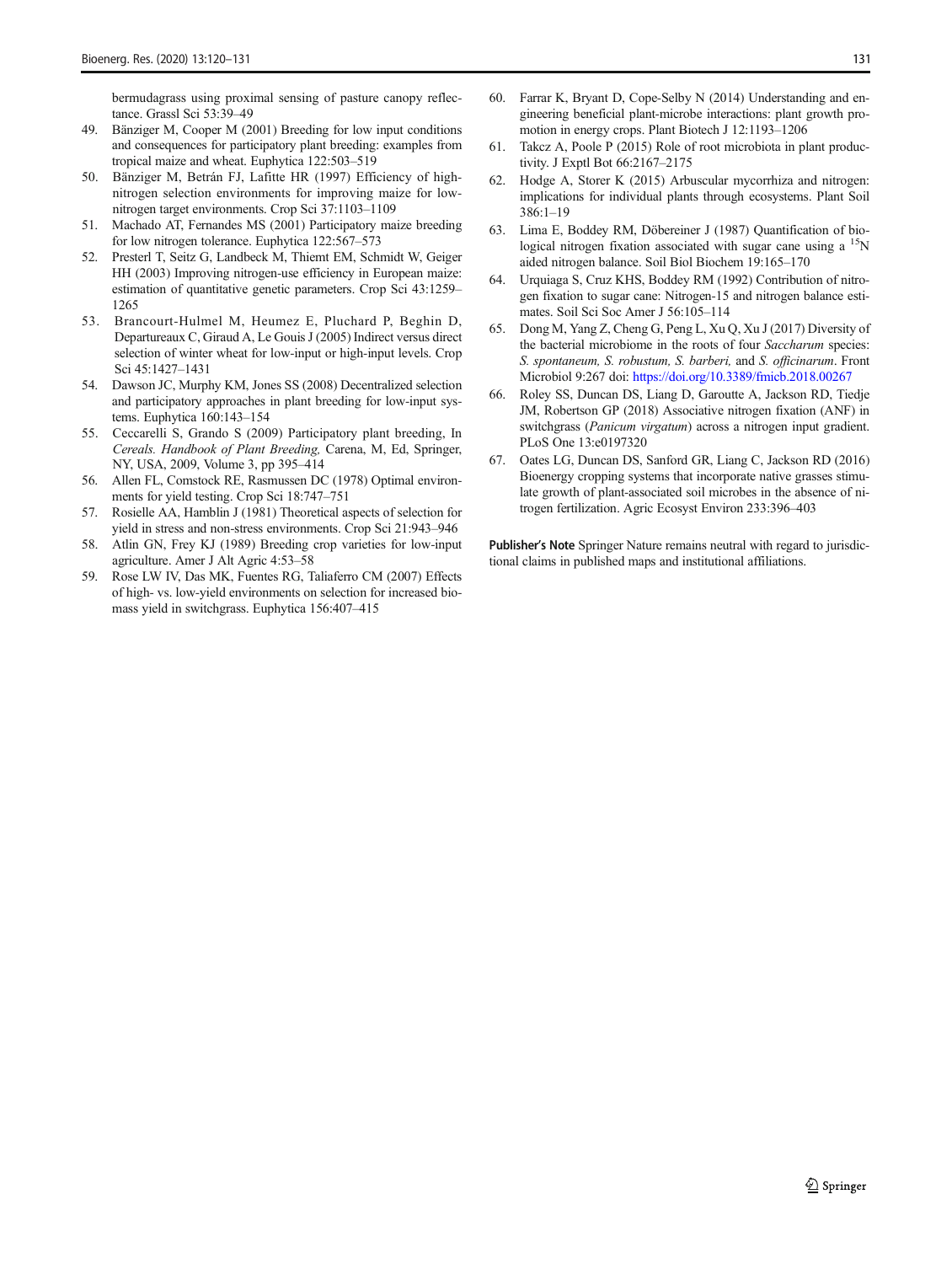bermudagrass using proximal sensing of pasture canopy reflectance. Grassl Sci 53:39–49

49. Bänziger M, Cooper M (2001) Breeding for low input conditions and consequences for participatory plant breeding: examples from tropical maize and wheat. Euphytica 122:503–519
50. Bänziger M, Betrán FJ, Lafitte HR (1997) Efficiency of high-nitrogen selection environments for improving maize for low-nitrogen target environments. Crop Sci 37:1103–1109
51. Machado AT, Fernandes MS (2001) Participatory maize breeding for low nitrogen tolerance. Euphytica 122:567–573
52. Presterl T, Seitz G, Landbeck M, Thiemt EM, Schmidt W, Geiger HH (2003) Improving nitrogen-use efficiency in European maize: estimation of quantitative genetic parameters. Crop Sci 43:1259–1265
53. Brancourt-Hulmel M, Heumez E, Pluchard P, Beghin D, Departureaux C, Giraud A, Le Gouis J (2005) Indirect versus direct selection of winter wheat for low-input or high-input levels. Crop Sci 45:1427–1431
54. Dawson JC, Murphy KM, Jones SS (2008) Decentralized selection and participatory approaches in plant breeding for low-input systems. Euphytica 160:143–154
55. Ceccarelli S, Grando S (2009) Participatory plant breeding, In *Cereals. Handbook of Plant Breeding,* Carena, M, Ed, Springer, NY, USA, 2009, Volume 3, pp 395–414
56. Allen FL, Comstock RE, Rasmussen DC (1978) Optimal environments for yield testing. Crop Sci 18:747–751
57. Rosielle AA, Hamblin J (1981) Theoretical aspects of selection for yield in stress and non-stress environments. Crop Sci 21:943–946
58. Atlin GN, Frey KJ (1989) Breeding crop varieties for low-input agriculture. Amer J Alt Agric 4:53–58
59. Rose LW IV, Das MK, Fuentes RG, Taliaferro CM (2007) Effects of high- vs. low-yield environments on selection for increased biomass yield in switchgrass. Euphytica 156:407–415
60. Farrar K, Bryant D, Cope-Selby N (2014) Understanding and engineering beneficial plant-microbe interactions: plant growth promotion in energy crops. Plant Biotech J 12:1193–1206
61. Takcz A, Poole P (2015) Role of root microbiota in plant productivity. J Exptl Bot 66:2167–2175
62. Hodge A, Storer K (2015) Arbuscular mycorrhiza and nitrogen: implications for individual plants through ecosystems. Plant Soil 386:1–19
63. Lima E, Boddey RM, Döbereiner J (1987) Quantification of biological nitrogen fixation associated with sugar cane using a $^{15}N$ aided nitrogen balance. Soil Biol Biochem 19:165–170
64. Urquiaga S, Cruz KHS, Boddey RM (1992) Contribution of nitrogen fixation to sugar cane: Nitrogen-15 and nitrogen balance estimates. Soil Sci Soc Amer J 56:105–114
65. Dong M, Yang Z, Cheng G, Peng L, Xu Q, Xu J (2017) Diversity of the bacterial microbiome in the roots of four *Saccharum* species: *S. spontaneum, S. robustum, S. barberi,* and *S. officinarum*. Front Microbiol 9:267 doi: https://doi.org/10.3389/fmicb.2018.00267
66. Roley SS, Duncan DS, Liang D, Garoutte A, Jackson RD, Tiedje JM, Robertson GP (2018) Associative nitrogen fixation (ANF) in switchgrass (*Panicum virgatum*) across a nitrogen input gradient. PLoS One 13:e0197320
67. Oates LG, Duncan DS, Sanford GR, Liang C, Jackson RD (2016) Bioenergy cropping systems that incorporate native grasses stimulate growth of plant-associated soil microbes in the absence of nitrogen fertilization. Agric Ecosyst Environ 233:396–403

**Publisher's Note** Springer Nature remains neutral with regard to jurisdictional claims in published maps and institutional affiliations.